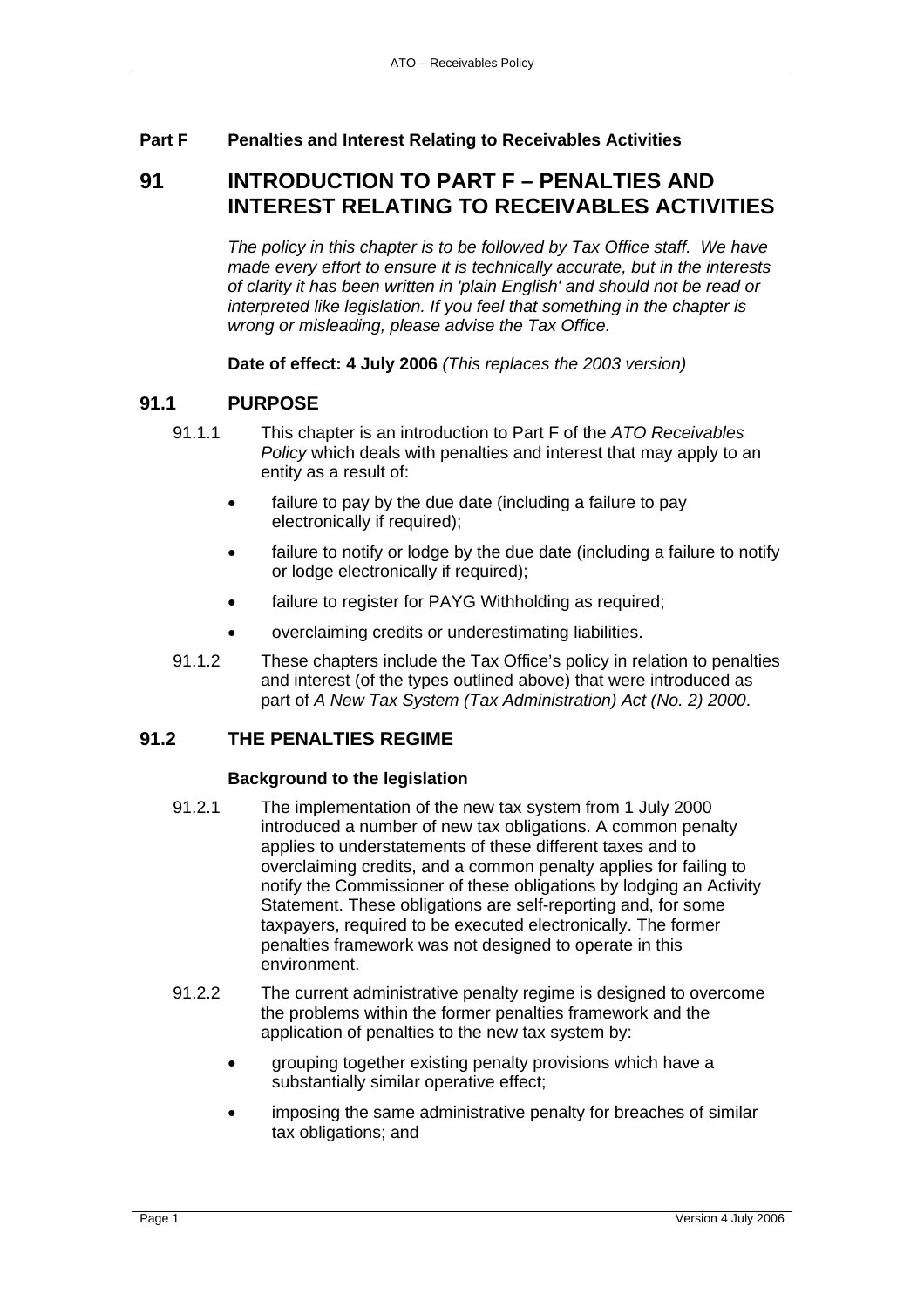**Part F Penalties and Interest Relating to Receivables Activities**

# 91 INTRODUCTION TO PART F – PENALTIES AND INTEREST RELATING TO RECEIVABLES ACTIVITIES

*The policy in this chapter is to be followed by Tax Office staff. We have made every effort to ensure it is technically accurate, but in the interests of clarity it has been written in 'plain English' and should not be read or interpreted like legislation. If you feel that something in the chapter is wrong or misleading, please advise the Tax Office.*

**Date of effect: 4 July 2006** *(This replaces the 2003 version)*

## 91.1 PURPOSE

91.1.1 This chapter is an introduction to Part F of the *ATO Receivables Policy* which deals with penalties and interest that may apply to an entity as a result of:

- failure to pay by the due date (including a failure to pay electronically if required);
- failure to notify or lodge by the due date (including a failure to notify or lodge electronically if required);
- failure to register for PAYG Withholding as required;
- overclaiming credits or underestimating liabilities.

91.1.2 These chapters include the Tax Office's policy in relation to penalties and interest (of the types outlined above) that were introduced as part of *A New Tax System (Tax Administration) Act (No. 2) 2000*.

## 91.2 THE PENALTIES REGIME

### Background to the legislation

91.2.1 The implementation of the new tax system from 1 July 2000 introduced a number of new tax obligations. A common penalty applies to understatements of these different taxes and to overclaiming credits, and a common penalty applies for failing to notify the Commissioner of these obligations by lodging an Activity Statement. These obligations are self-reporting and, for some taxpayers, required to be executed electronically. The former penalties framework was not designed to operate in this environment.

91.2.2 The current administrative penalty regime is designed to overcome the problems within the former penalties framework and the application of penalties to the new tax system by:

- grouping together existing penalty provisions which have a substantially similar operative effect;
- imposing the same administrative penalty for breaches of similar tax obligations; and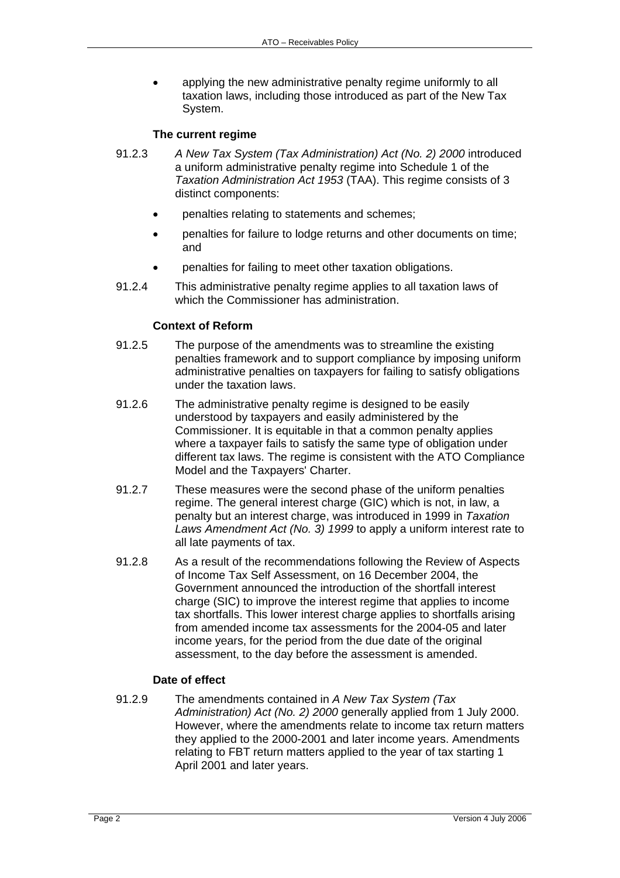- applying the new administrative penalty regime uniformly to all taxation laws, including those introduced as part of the New Tax System.

### The current regime

91.2.3 *A New Tax System (Tax Administration) Act (No. 2) 2000* introduced a uniform administrative penalty regime into Schedule 1 of the *Taxation Administration Act 1953* (TAA). This regime consists of 3 distinct components:

- penalties relating to statements and schemes;
- penalties for failure to lodge returns and other documents on time; and
- penalties for failing to meet other taxation obligations.

91.2.4 This administrative penalty regime applies to all taxation laws of which the Commissioner has administration.

### Context of Reform

91.2.5 The purpose of the amendments was to streamline the existing penalties framework and to support compliance by imposing uniform administrative penalties on taxpayers for failing to satisfy obligations under the taxation laws.

91.2.6 The administrative penalty regime is designed to be easily understood by taxpayers and easily administered by the Commissioner. It is equitable in that a common penalty applies where a taxpayer fails to satisfy the same type of obligation under different tax laws. The regime is consistent with the ATO Compliance Model and the Taxpayers' Charter.

91.2.7 These measures were the second phase of the uniform penalties regime. The general interest charge (GIC) which is not, in law, a penalty but an interest charge, was introduced in 1999 in *Taxation Laws Amendment Act (No. 3) 1999* to apply a uniform interest rate to all late payments of tax.

91.2.8 As a result of the recommendations following the Review of Aspects of Income Tax Self Assessment, on 16 December 2004, the Government announced the introduction of the shortfall interest charge (SIC) to improve the interest regime that applies to income tax shortfalls. This lower interest charge applies to shortfalls arising from amended income tax assessments for the 2004-05 and later income years, for the period from the due date of the original assessment, to the day before the assessment is amended.

### Date of effect

91.2.9 The amendments contained in *A New Tax System (Tax Administration) Act (No. 2) 2000* generally applied from 1 July 2000. However, where the amendments relate to income tax return matters they applied to the 2000-2001 and later income years. Amendments relating to FBT return matters applied to the year of tax starting 1 April 2001 and later years.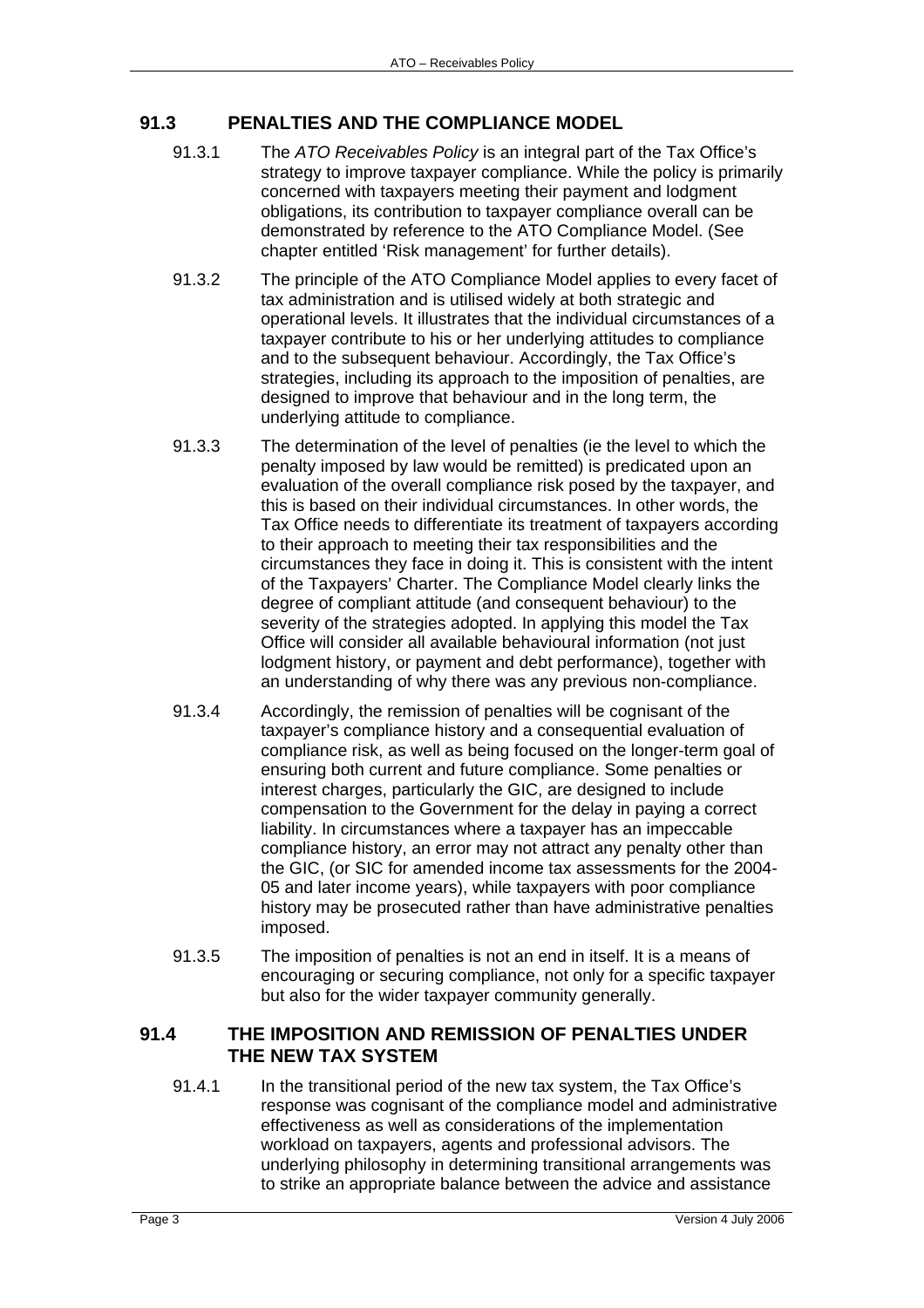## 91.3 PENALTIES AND THE COMPLIANCE MODEL

91.3.1 The *ATO Receivables Policy* is an integral part of the Tax Office's strategy to improve taxpayer compliance. While the policy is primarily concerned with taxpayers meeting their payment and lodgment obligations, its contribution to taxpayer compliance overall can be demonstrated by reference to the ATO Compliance Model. (See chapter entitled 'Risk management' for further details).

91.3.2 The principle of the ATO Compliance Model applies to every facet of tax administration and is utilised widely at both strategic and operational levels. It illustrates that the individual circumstances of a taxpayer contribute to his or her underlying attitudes to compliance and to the subsequent behaviour. Accordingly, the Tax Office's strategies, including its approach to the imposition of penalties, are designed to improve that behaviour and in the long term, the underlying attitude to compliance.

91.3.3 The determination of the level of penalties (ie the level to which the penalty imposed by law would be remitted) is predicated upon an evaluation of the overall compliance risk posed by the taxpayer, and this is based on their individual circumstances. In other words, the Tax Office needs to differentiate its treatment of taxpayers according to their approach to meeting their tax responsibilities and the circumstances they face in doing it. This is consistent with the intent of the Taxpayers' Charter. The Compliance Model clearly links the degree of compliant attitude (and consequent behaviour) to the severity of the strategies adopted. In applying this model the Tax Office will consider all available behavioural information (not just lodgment history, or payment and debt performance), together with an understanding of why there was any previous non-compliance.

91.3.4 Accordingly, the remission of penalties will be cognisant of the taxpayer's compliance history and a consequential evaluation of compliance risk, as well as being focused on the longer-term goal of ensuring both current and future compliance. Some penalties or interest charges, particularly the GIC, are designed to include compensation to the Government for the delay in paying a correct liability. In circumstances where a taxpayer has an impeccable compliance history, an error may not attract any penalty other than the GIC, (or SIC for amended income tax assessments for the 2004-05 and later income years), while taxpayers with poor compliance history may be prosecuted rather than have administrative penalties imposed.

91.3.5 The imposition of penalties is not an end in itself. It is a means of encouraging or securing compliance, not only for a specific taxpayer but also for the wider taxpayer community generally.

## 91.4 THE IMPOSITION AND REMISSION OF PENALTIES UNDER THE NEW TAX SYSTEM

91.4.1 In the transitional period of the new tax system, the Tax Office's response was cognisant of the compliance model and administrative effectiveness as well as considerations of the implementation workload on taxpayers, agents and professional advisors. The underlying philosophy in determining transitional arrangements was to strike an appropriate balance between the advice and assistance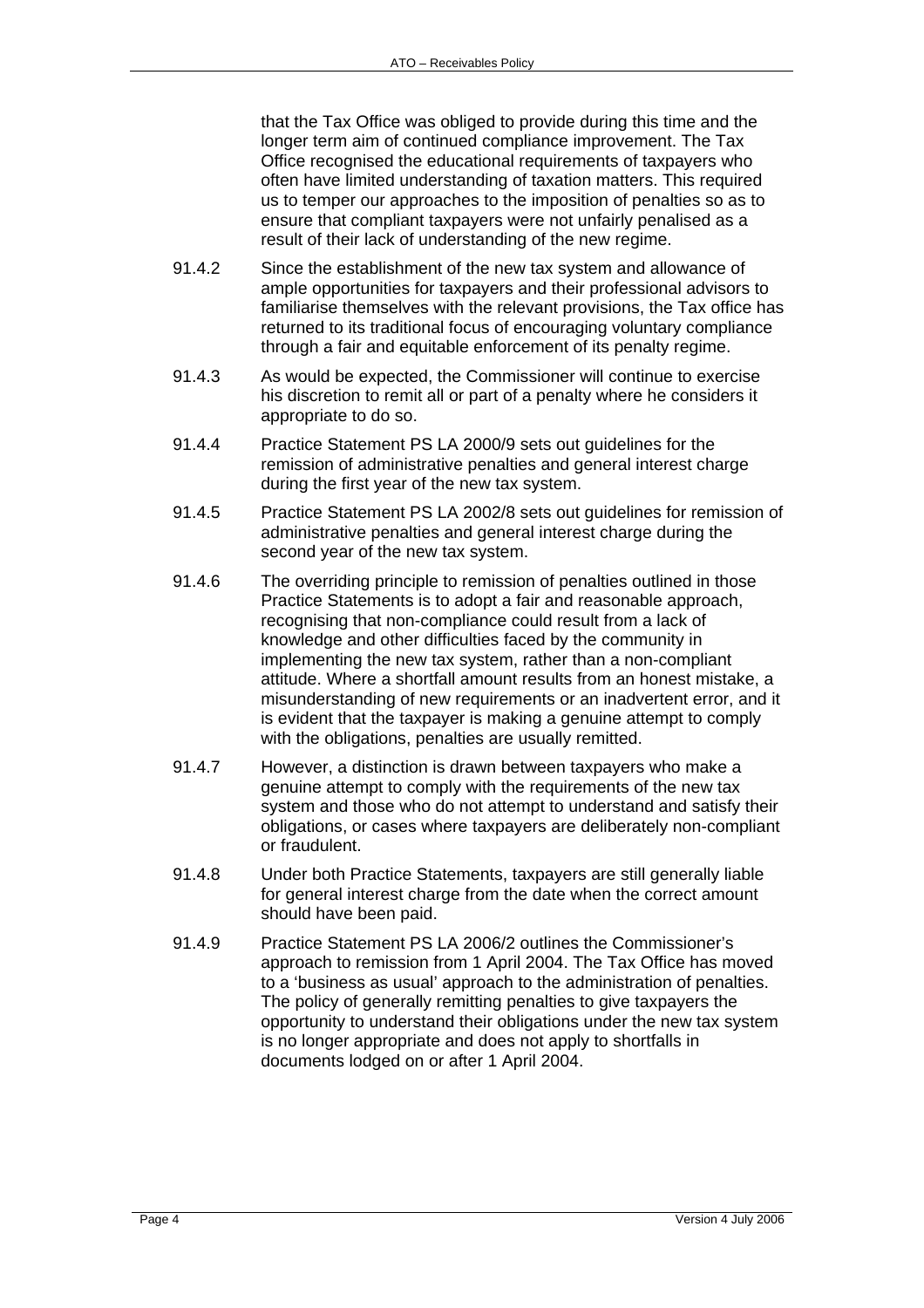that the Tax Office was obliged to provide during this time and the longer term aim of continued compliance improvement. The Tax Office recognised the educational requirements of taxpayers who often have limited understanding of taxation matters. This required us to temper our approaches to the imposition of penalties so as to ensure that compliant taxpayers were not unfairly penalised as a result of their lack of understanding of the new regime.

91.4.2 Since the establishment of the new tax system and allowance of ample opportunities for taxpayers and their professional advisors to familiarise themselves with the relevant provisions, the Tax office has returned to its traditional focus of encouraging voluntary compliance through a fair and equitable enforcement of its penalty regime.

91.4.3 As would be expected, the Commissioner will continue to exercise his discretion to remit all or part of a penalty where he considers it appropriate to do so.

91.4.4 Practice Statement PS LA 2000/9 sets out guidelines for the remission of administrative penalties and general interest charge during the first year of the new tax system.

91.4.5 Practice Statement PS LA 2002/8 sets out guidelines for remission of administrative penalties and general interest charge during the second year of the new tax system.

91.4.6 The overriding principle to remission of penalties outlined in those Practice Statements is to adopt a fair and reasonable approach, recognising that non-compliance could result from a lack of knowledge and other difficulties faced by the community in implementing the new tax system, rather than a non-compliant attitude. Where a shortfall amount results from an honest mistake, a misunderstanding of new requirements or an inadvertent error, and it is evident that the taxpayer is making a genuine attempt to comply with the obligations, penalties are usually remitted.

91.4.7 However, a distinction is drawn between taxpayers who make a genuine attempt to comply with the requirements of the new tax system and those who do not attempt to understand and satisfy their obligations, or cases where taxpayers are deliberately non-compliant or fraudulent.

91.4.8 Under both Practice Statements, taxpayers are still generally liable for general interest charge from the date when the correct amount should have been paid.

91.4.9 Practice Statement PS LA 2006/2 outlines the Commissioner's approach to remission from 1 April 2004. The Tax Office has moved to a 'business as usual' approach to the administration of penalties. The policy of generally remitting penalties to give taxpayers the opportunity to understand their obligations under the new tax system is no longer appropriate and does not apply to shortfalls in documents lodged on or after 1 April 2004.